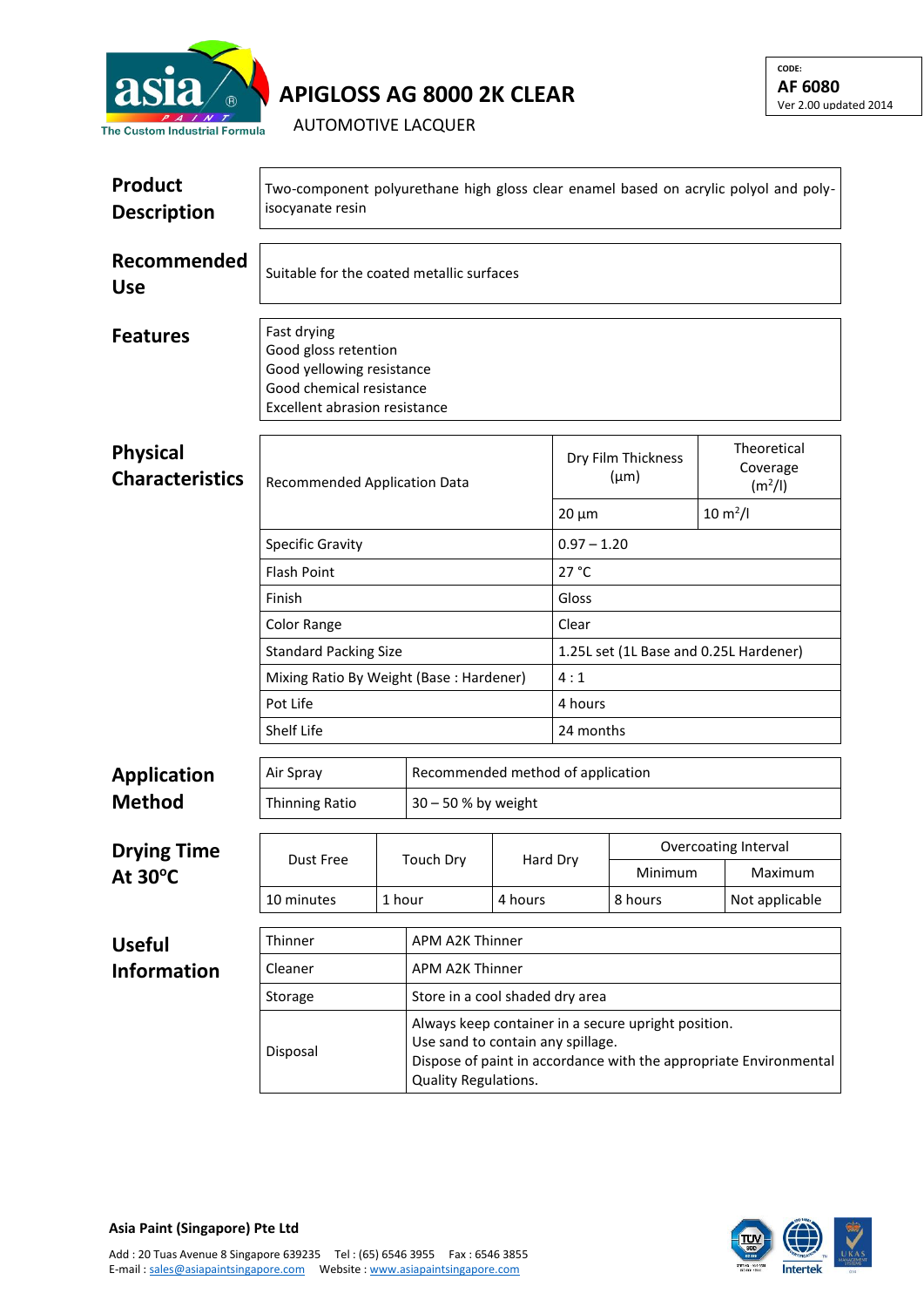# APIGLOSS AG 8000 2K CLEAR

AUTOMOTIVE LACQUER

CODE:
**AF 6080**
Ver 2.00 updated 2014

asia PAINT — The Custom Industrial Formula

## Product Description

Two-component polyurethane high gloss clear enamel based on acrylic polyol and poly-isocyanate resin

## Recommended Use

Suitable for the coated metallic surfaces

## Features

Fast drying
Good gloss retention
Good yellowing resistance
Good chemical resistance
Excellent abrasion resistance

## Physical Characteristics

| Recommended Application Data | Dry Film Thickness (µm) | Theoretical Coverage ($m^2$/l) |
|---|---|---|
| | 20 µm | 10 $m^2$/l |
| Specific Gravity | 0.97 – 1.20 | |
| Flash Point | 27 °C | |
| Finish | Gloss | |
| Color Range | Clear | |
| Standard Packing Size | 1.25L set (1L Base and 0.25L Hardener) | |
| Mixing Ratio By Weight (Base : Hardener) | 4 : 1 | |
| Pot Life | 4 hours | |
| Shelf Life | 24 months | |

## Application Method

| Air Spray | Recommended method of application |
|---|---|
| Thinning Ratio | 30 – 50 % by weight |

## Drying Time At 30°C

| Dust Free | Touch Dry | Hard Dry | Overcoating Interval | |
|---|---|---|---|---|
| | | | Minimum | Maximum |
| 10 minutes | 1 hour | 4 hours | 8 hours | Not applicable |

## Useful Information

| Thinner | APM A2K Thinner |
|---|---|
| Cleaner | APM A2K Thinner |
| Storage | Store in a cool shaded dry area |
| Disposal | Always keep container in a secure upright position.<br>Use sand to contain any spillage.<br>Dispose of paint in accordance with the appropriate Environmental Quality Regulations. |

**Asia Paint (Singapore) Pte Ltd**

Add : 20 Tuas Avenue 8 Singapore 639235 Tel : (65) 6546 3955 Fax : 6546 3855
E-mail : sales@asiapaintsingapore.com Website : www.asiapaintsingapore.com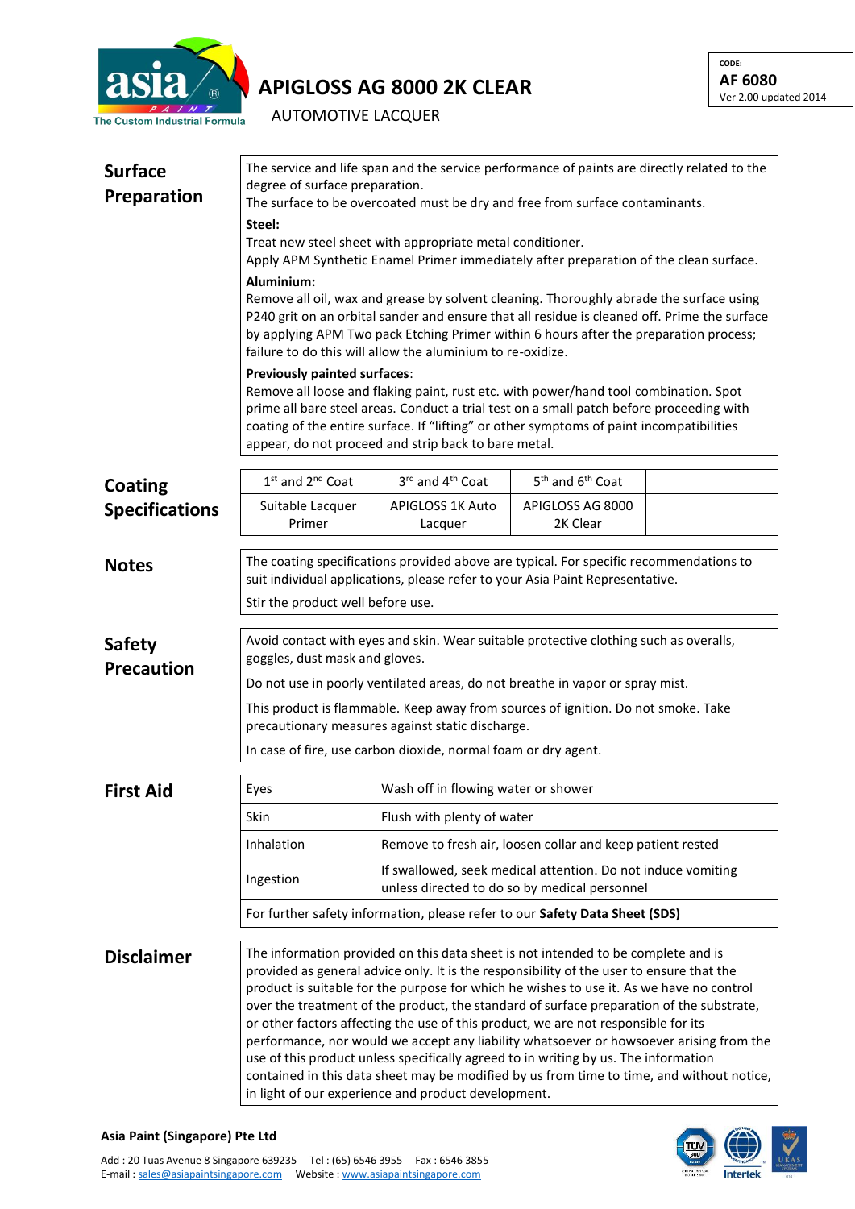# APIGLOSS AG 8000 2K CLEAR

AUTOMOTIVE LACQUER

CODE:
**AF 6080**
Ver 2.00 updated 2014

## Surface Preparation

The service and life span and the service performance of paints are directly related to the degree of surface preparation.
The surface to be overcoated must be dry and free from surface contaminants.

**Steel:**
Treat new steel sheet with appropriate metal conditioner.
Apply APM Synthetic Enamel Primer immediately after preparation of the clean surface.

**Aluminium:**
Remove all oil, wax and grease by solvent cleaning. Thoroughly abrade the surface using P240 grit on an orbital sander and ensure that all residue is cleaned off. Prime the surface by applying APM Two pack Etching Primer within 6 hours after the preparation process; failure to do this will allow the aluminium to re-oxidize.

**Previously painted surfaces**:
Remove all loose and flaking paint, rust etc. with power/hand tool combination. Spot prime all bare steel areas. Conduct a trial test on a small patch before proceeding with coating of the entire surface. If “lifting” or other symptoms of paint incompatibilities appear, do not proceed and strip back to bare metal.

## Coating Specifications

| 1st and 2nd Coat | 3rd and 4th Coat | 5th and 6th Coat | |
|---|---|---|---|
| Suitable Lacquer Primer | APIGLOSS 1K Auto Lacquer | APIGLOSS AG 8000 2K Clear | |

## Notes

The coating specifications provided above are typical. For specific recommendations to suit individual applications, please refer to your Asia Paint Representative.

Stir the product well before use.

## Safety Precaution

Avoid contact with eyes and skin. Wear suitable protective clothing such as overalls, goggles, dust mask and gloves.

Do not use in poorly ventilated areas, do not breathe in vapor or spray mist.

This product is flammable. Keep away from sources of ignition. Do not smoke. Take precautionary measures against static discharge.

In case of fire, use carbon dioxide, normal foam or dry agent.

## First Aid

| | |
|---|---|
| Eyes | Wash off in flowing water or shower |
| Skin | Flush with plenty of water |
| Inhalation | Remove to fresh air, loosen collar and keep patient rested |
| Ingestion | If swallowed, seek medical attention. Do not induce vomiting unless directed to do so by medical personnel |

For further safety information, please refer to our **Safety Data Sheet (SDS)**

## Disclaimer

The information provided on this data sheet is not intended to be complete and is provided as general advice only. It is the responsibility of the user to ensure that the product is suitable for the purpose for which he wishes to use it. As we have no control over the treatment of the product, the standard of surface preparation of the substrate, or other factors affecting the use of this product, we are not responsible for its performance, nor would we accept any liability whatsoever or howsoever arising from the use of this product unless specifically agreed to in writing by us. The information contained in this data sheet may be modified by us from time to time, and without notice, in light of our experience and product development.

**Asia Paint (Singapore) Pte Ltd**

Add : 20 Tuas Avenue 8 Singapore 639235 Tel : (65) 6546 3955 Fax : 6546 3855
E-mail : sales@asiapaintsingapore.com Website : www.asiapaintsingapore.com